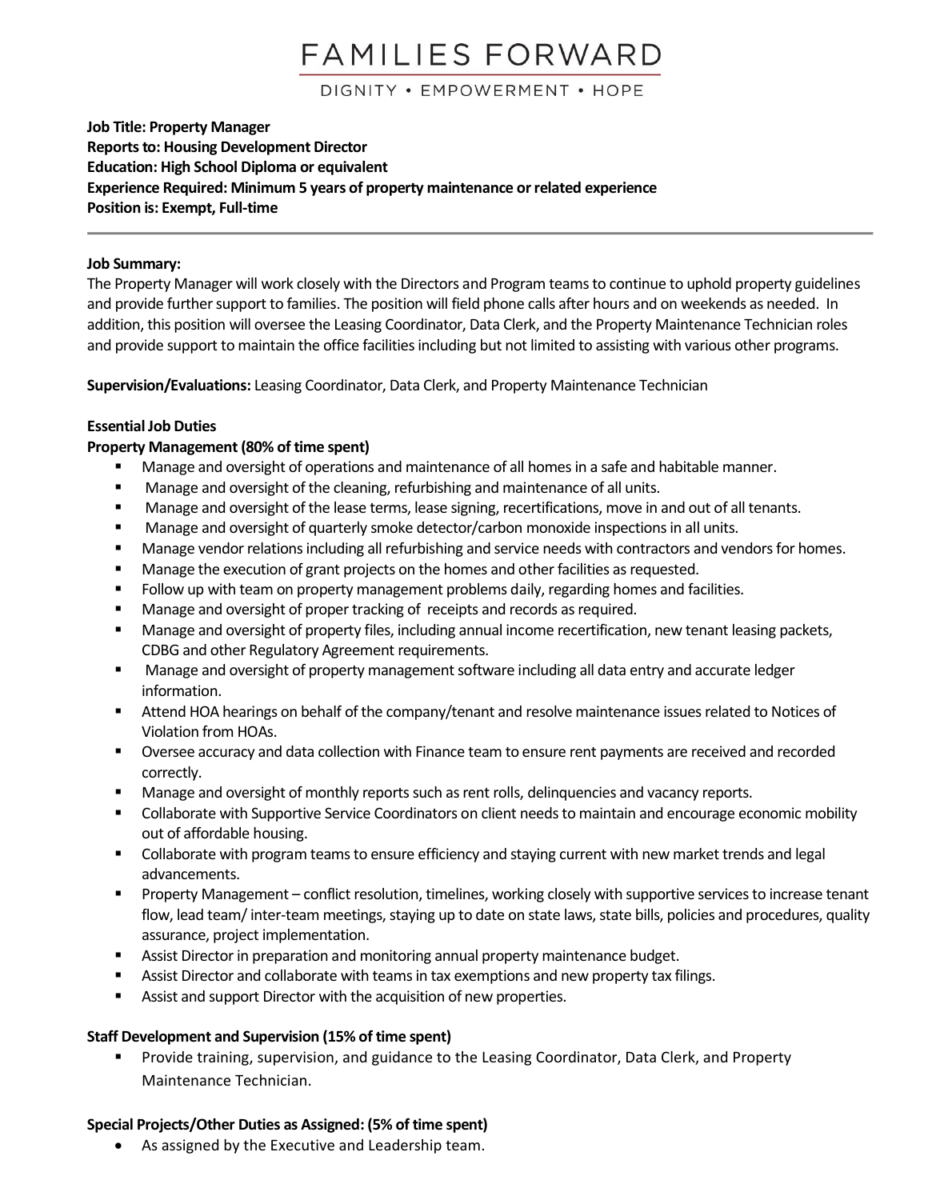# FAMILIES FORWARD

DIGNITY • EMPOWERMENT • HOPE

**Job Title: Property Manager**
**Reports to: Housing Development Director**
**Education: High School Diploma or equivalent**
**Experience Required: Minimum 5 years of property maintenance or related experience**
**Position is: Exempt, Full-time**

---

**Job Summary:**
The Property Manager will work closely with the Directors and Program teams to continue to uphold property guidelines and provide further support to families. The position will field phone calls after hours and on weekends as needed. In addition, this position will oversee the Leasing Coordinator, Data Clerk, and the Property Maintenance Technician roles and provide support to maintain the office facilities including but not limited to assisting with various other programs.

**Supervision/Evaluations:** Leasing Coordinator, Data Clerk, and Property Maintenance Technician

**Essential Job Duties**

**Property Management (80% of time spent)**

- Manage and oversight of operations and maintenance of all homes in a safe and habitable manner.
- Manage and oversight of the cleaning, refurbishing and maintenance of all units.
- Manage and oversight of the lease terms, lease signing, recertifications, move in and out of all tenants.
- Manage and oversight of quarterly smoke detector/carbon monoxide inspections in all units.
- Manage vendor relations including all refurbishing and service needs with contractors and vendors for homes.
- Manage the execution of grant projects on the homes and other facilities as requested.
- Follow up with team on property management problems daily, regarding homes and facilities.
- Manage and oversight of proper tracking of receipts and records as required.
- Manage and oversight of property files, including annual income recertification, new tenant leasing packets, CDBG and other Regulatory Agreement requirements.
- Manage and oversight of property management software including all data entry and accurate ledger information.
- Attend HOA hearings on behalf of the company/tenant and resolve maintenance issues related to Notices of Violation from HOAs.
- Oversee accuracy and data collection with Finance team to ensure rent payments are received and recorded correctly.
- Manage and oversight of monthly reports such as rent rolls, delinquencies and vacancy reports.
- Collaborate with Supportive Service Coordinators on client needs to maintain and encourage economic mobility out of affordable housing.
- Collaborate with program teams to ensure efficiency and staying current with new market trends and legal advancements.
- Property Management – conflict resolution, timelines, working closely with supportive services to increase tenant flow, lead team/ inter-team meetings, staying up to date on state laws, state bills, policies and procedures, quality assurance, project implementation.
- Assist Director in preparation and monitoring annual property maintenance budget.
- Assist Director and collaborate with teams in tax exemptions and new property tax filings.
- Assist and support Director with the acquisition of new properties.

**Staff Development and Supervision (15% of time spent)**

- Provide training, supervision, and guidance to the Leasing Coordinator, Data Clerk, and Property Maintenance Technician.

**Special Projects/Other Duties as Assigned: (5% of time spent)**

- As assigned by the Executive and Leadership team.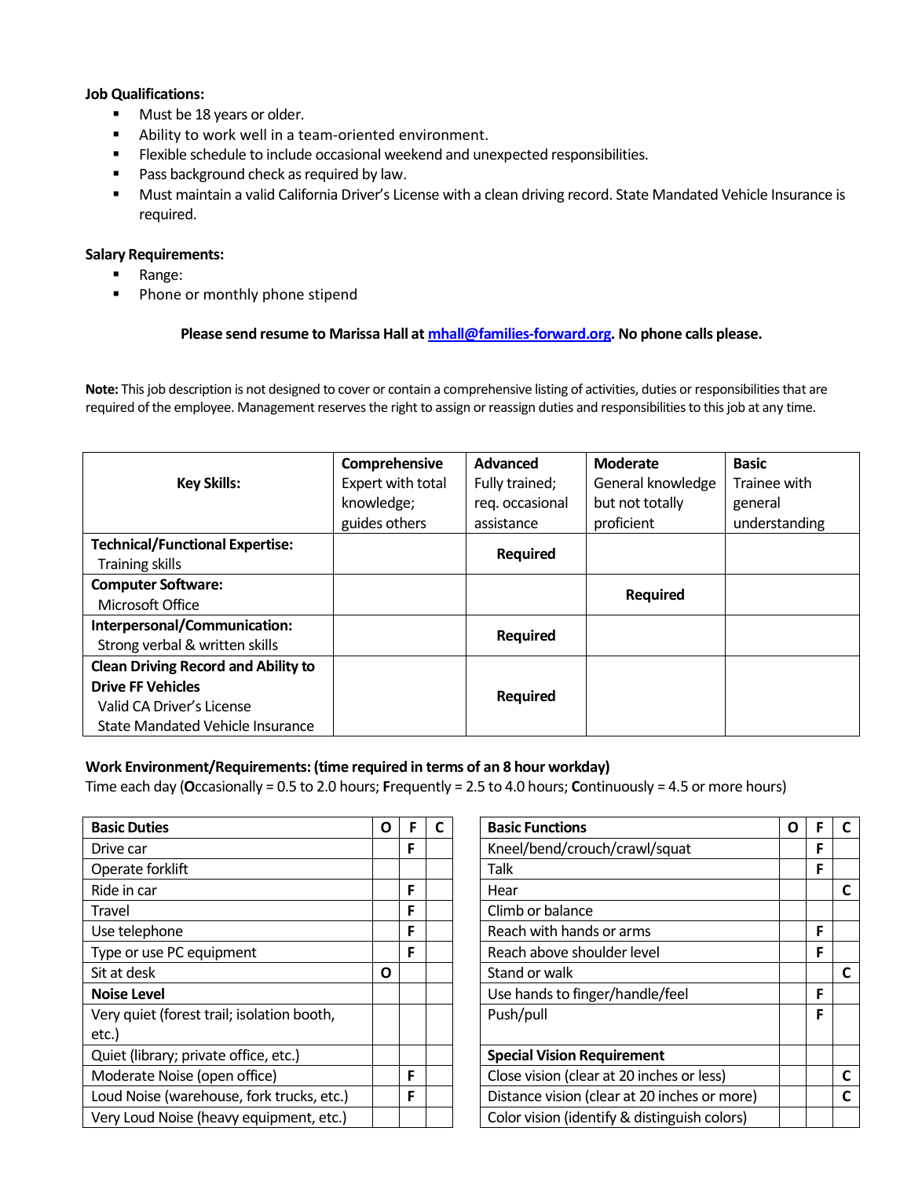**Job Qualifications:**

- Must be 18 years or older.
- Ability to work well in a team-oriented environment.
- Flexible schedule to include occasional weekend and unexpected responsibilities.
- Pass background check as required by law.
- Must maintain a valid California Driver's License with a clean driving record. State Mandated Vehicle Insurance is required.

**Salary Requirements:**

- Range:
- Phone or monthly phone stipend

**Please send resume to Marissa Hall at mhall@families-forward.org. No phone calls please.**

**Note:** This job description is not designed to cover or contain a comprehensive listing of activities, duties or responsibilities that are required of the employee. Management reserves the right to assign or reassign duties and responsibilities to this job at any time.

| **Key Skills:** | **Comprehensive** Expert with total knowledge; guides others | **Advanced** Fully trained; req. occasional assistance | **Moderate** General knowledge but not totally proficient | **Basic** Trainee with general understanding |
|---|---|---|---|---|
| **Technical/Functional Expertise:** Training skills | | **Required** | | |
| **Computer Software:** Microsoft Office | | | **Required** | |
| **Interpersonal/Communication:** Strong verbal & written skills | | **Required** | | |
| **Clean Driving Record and Ability to Drive FF Vehicles** Valid CA Driver's License State Mandated Vehicle Insurance | | **Required** | | |

**Work Environment/Requirements: (time required in terms of an 8 hour workday)**
Time each day (**O**ccasionally = 0.5 to 2.0 hours; **F**requently = 2.5 to 4.0 hours; **C**ontinuously = 4.5 or more hours)

| **Basic Duties** | **O** | **F** | **C** |
|---|---|---|---|
| Drive car | | F | |
| Operate forklift | | | |
| Ride in car | | F | |
| Travel | | F | |
| Use telephone | | F | |
| Type or use PC equipment | | F | |
| Sit at desk | O | | |
| **Noise Level** | | | |
| Very quiet (forest trail; isolation booth, etc.) | | | |
| Quiet (library; private office, etc.) | | | |
| Moderate Noise (open office) | | F | |
| Loud Noise (warehouse, fork trucks, etc.) | | F | |
| Very Loud Noise (heavy equipment, etc.) | | | |

| **Basic Functions** | **O** | **F** | **C** |
|---|---|---|---|
| Kneel/bend/crouch/crawl/squat | | F | |
| Talk | | F | |
| Hear | | | C |
| Climb or balance | | | |
| Reach with hands or arms | | F | |
| Reach above shoulder level | | F | |
| Stand or walk | | | C |
| Use hands to finger/handle/feel | | F | |
| Push/pull | | F | |
| **Special Vision Requirement** | | | |
| Close vision (clear at 20 inches or less) | | | C |
| Distance vision (clear at 20 inches or more) | | | C |
| Color vision (identify & distinguish colors) | | | |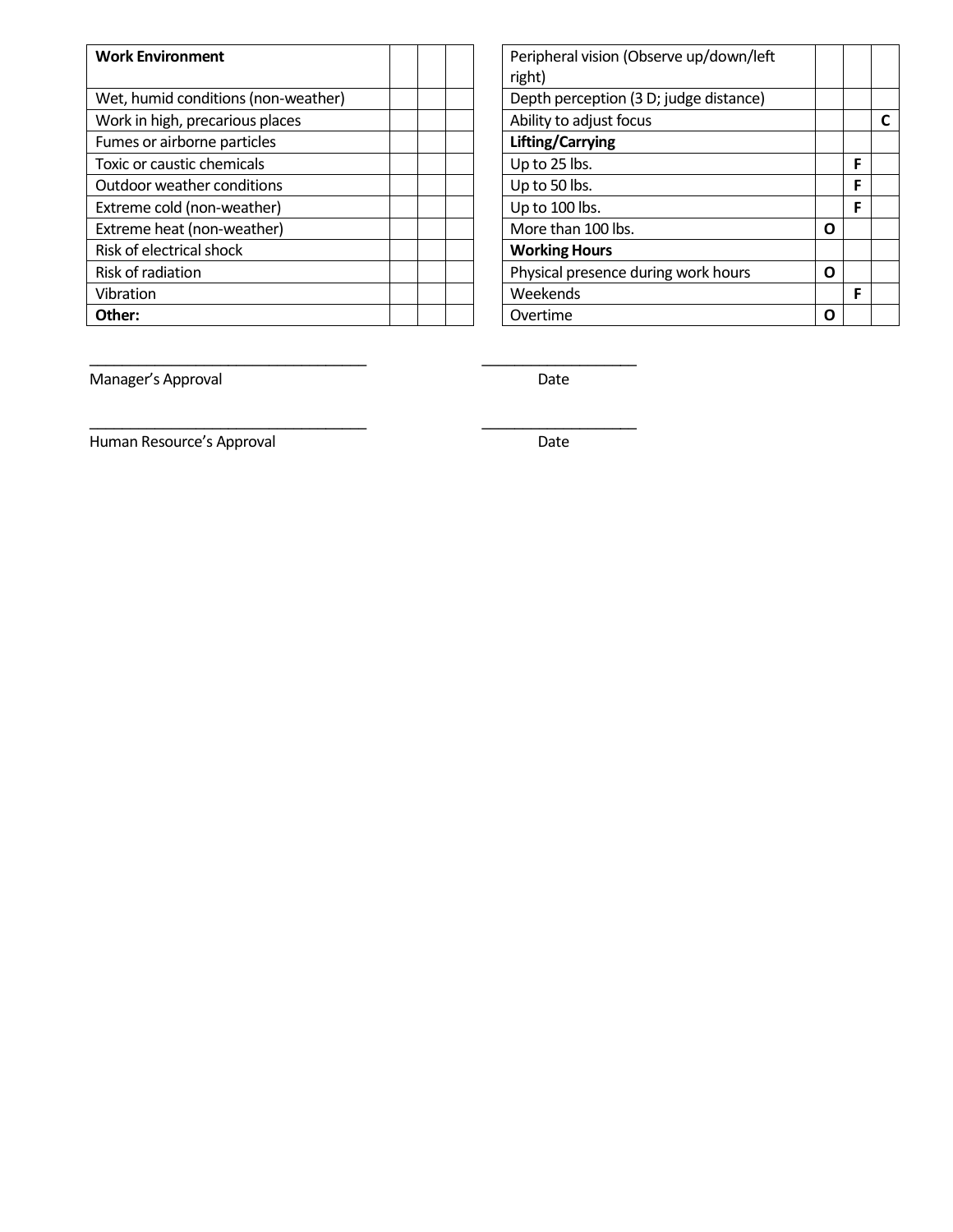| **Work Environment** | | | |
|---|---|---|---|
| Wet, humid conditions (non-weather) | | | |
| Work in high, precarious places | | | |
| Fumes or airborne particles | | | |
| Toxic or caustic chemicals | | | |
| Outdoor weather conditions | | | |
| Extreme cold (non-weather) | | | |
| Extreme heat (non-weather) | | | |
| Risk of electrical shock | | | |
| Risk of radiation | | | |
| Vibration | | | |
| **Other:** | | | |

| Peripheral vision (Observe up/down/left right) | | | |
|---|---|---|---|
| Depth perception (3 D; judge distance) | | | |
| Ability to adjust focus | | | **C** |
| **Lifting/Carrying** | | | |
| Up to 25 lbs. | | **F** | |
| Up to 50 lbs. | | **F** | |
| Up to 100 lbs. | | **F** | |
| More than 100 lbs. | **O** | | |
| **Working Hours** | | | |
| Physical presence during work hours | **O** | | |
| Weekends | | **F** | |
| Overtime | **O** | | |

___________________________________ ____________________

Manager's Approval Date

___________________________________ ____________________

Human Resource's Approval Date